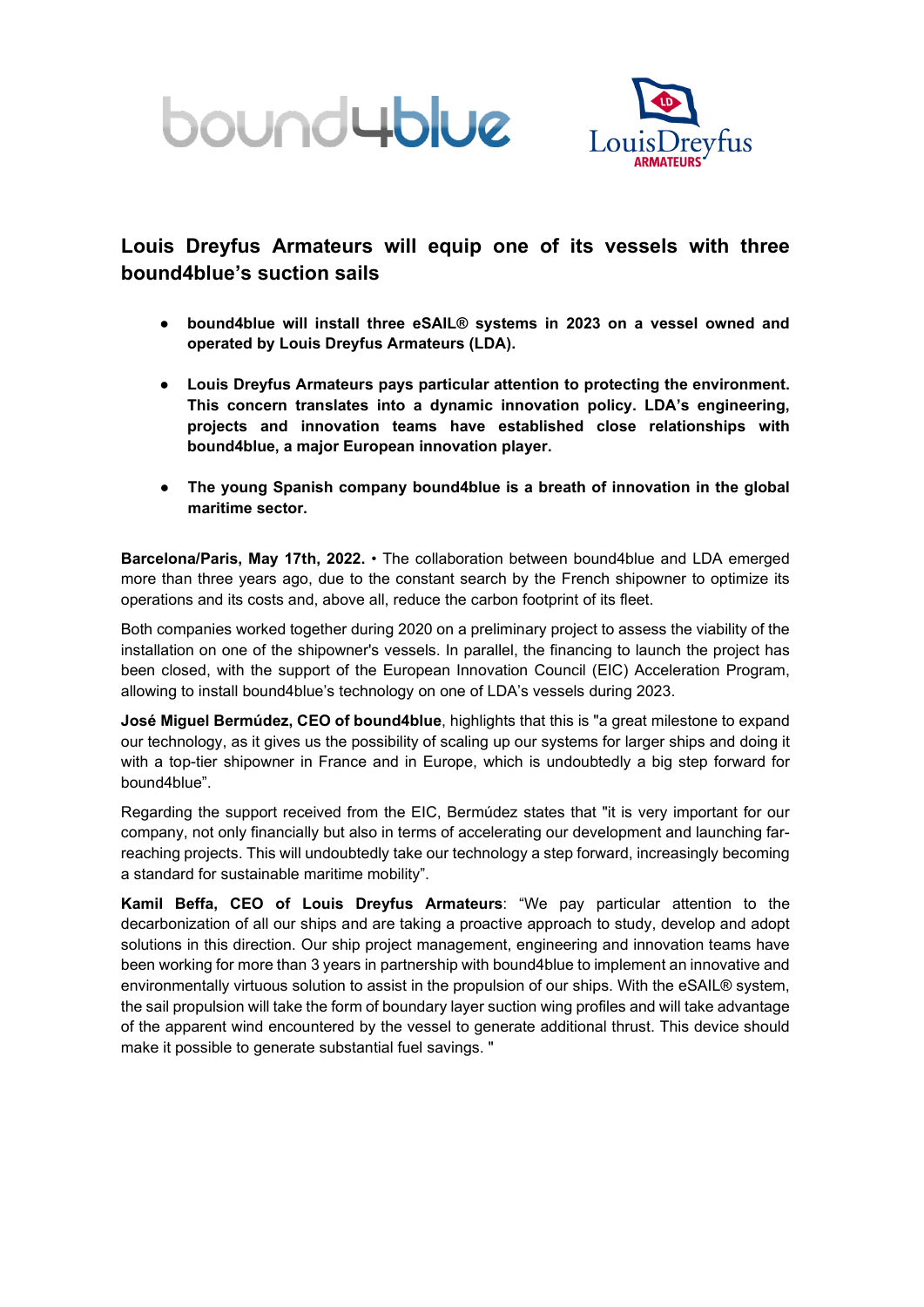# Louis Dreyfus Armateurs will equip one of its vessels with three bound4blue's suction sails

- **bound4blue will install three eSAIL® systems in 2023 on a vessel owned and operated by Louis Dreyfus Armateurs (LDA).**
- **Louis Dreyfus Armateurs pays particular attention to protecting the environment. This concern translates into a dynamic innovation policy. LDA's engineering, projects and innovation teams have established close relationships with bound4blue, a major European innovation player.**
- **The young Spanish company bound4blue is a breath of innovation in the global maritime sector.**

**Barcelona/Paris, May 17th, 2022.** • The collaboration between bound4blue and LDA emerged more than three years ago, due to the constant search by the French shipowner to optimize its operations and its costs and, above all, reduce the carbon footprint of its fleet.

Both companies worked together during 2020 on a preliminary project to assess the viability of the installation on one of the shipowner's vessels. In parallel, the financing to launch the project has been closed, with the support of the European Innovation Council (EIC) Acceleration Program, allowing to install bound4blue's technology on one of LDA's vessels during 2023.

**José Miguel Bermúdez, CEO of bound4blue**, highlights that this is "a great milestone to expand our technology, as it gives us the possibility of scaling up our systems for larger ships and doing it with a top-tier shipowner in France and in Europe, which is undoubtedly a big step forward for bound4blue".

Regarding the support received from the EIC, Bermúdez states that "it is very important for our company, not only financially but also in terms of accelerating our development and launching far-reaching projects. This will undoubtedly take our technology a step forward, increasingly becoming a standard for sustainable maritime mobility".

**Kamil Beffa, CEO of Louis Dreyfus Armateurs**: "We pay particular attention to the decarbonization of all our ships and are taking a proactive approach to study, develop and adopt solutions in this direction. Our ship project management, engineering and innovation teams have been working for more than 3 years in partnership with bound4blue to implement an innovative and environmentally virtuous solution to assist in the propulsion of our ships. With the eSAIL® system, the sail propulsion will take the form of boundary layer suction wing profiles and will take advantage of the apparent wind encountered by the vessel to generate additional thrust. This device should make it possible to generate substantial fuel savings. "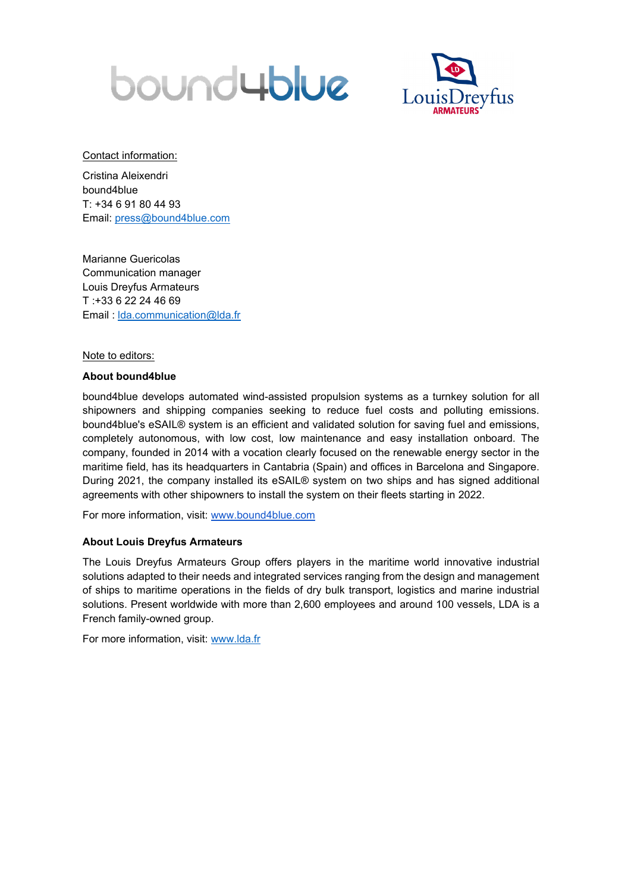Contact information:

Cristina Aleixendri
bound4blue
T: +34 6 91 80 44 93
Email: press@bound4blue.com

Marianne Guericolas
Communication manager
Louis Dreyfus Armateurs
T :+33 6 22 24 46 69
Email : lda.communication@lda.fr

Note to editors:

**About bound4blue**

bound4blue develops automated wind-assisted propulsion systems as a turnkey solution for all shipowners and shipping companies seeking to reduce fuel costs and polluting emissions. bound4blue's eSAIL® system is an efficient and validated solution for saving fuel and emissions, completely autonomous, with low cost, low maintenance and easy installation onboard. The company, founded in 2014 with a vocation clearly focused on the renewable energy sector in the maritime field, has its headquarters in Cantabria (Spain) and offices in Barcelona and Singapore. During 2021, the company installed its eSAIL® system on two ships and has signed additional agreements with other shipowners to install the system on their fleets starting in 2022.

For more information, visit: www.bound4blue.com

**About Louis Dreyfus Armateurs**

The Louis Dreyfus Armateurs Group offers players in the maritime world innovative industrial solutions adapted to their needs and integrated services ranging from the design and management of ships to maritime operations in the fields of dry bulk transport, logistics and marine industrial solutions. Present worldwide with more than 2,600 employees and around 100 vessels, LDA is a French family-owned group.

For more information, visit: www.lda.fr